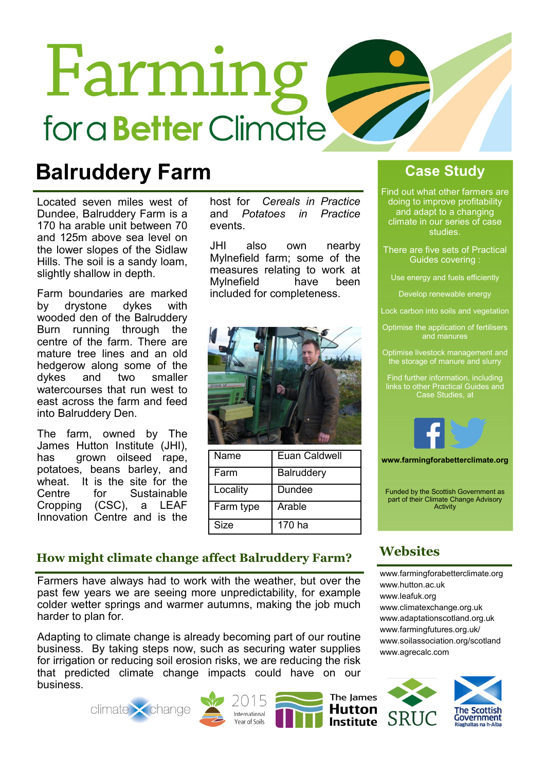# Farming for a Better Climate

## Balruddery Farm

Located seven miles west of Dundee, Balruddery Farm is a 170 ha arable unit between 70 and 125m above sea level on the lower slopes of the Sidlaw Hills. The soil is a sandy loam, slightly shallow in depth.

Farm boundaries are marked by drystone dykes with wooded den of the Balruddery Burn running through the centre of the farm. There are mature tree lines and an old hedgerow along some of the dykes and two smaller watercourses that run west to east across the farm and feed into Balruddery Den.

The farm, owned by The James Hutton Institute (JHI), has grown oilseed rape, potatoes, beans barley, and wheat. It is the site for the Centre for Sustainable Cropping (CSC), a LEAF Innovation Centre and is the host for *Cereals in Practice* and *Potatoes in Practice* events.

JHI also own nearby Mylnefield farm; some of the measures relating to work at Mylnefield have been included for completeness.

| Name | Euan Caldwell |
|---|---|
| Farm | Balruddery |
| Locality | Dundee |
| Farm type | Arable |
| Size | 170 ha |

### How might climate change affect Balruddery Farm?

Farmers have always had to work with the weather, but over the past few years we are seeing more unpredictability, for example colder wetter springs and warmer autumns, making the job much harder to plan for.

Adapting to climate change is already becoming part of our routine business. By taking steps now, such as securing water supplies for irrigation or reducing soil erosion risks, we are reducing the risk that predicted climate change impacts could have on our business.

## Case Study

Find out what other farmers are doing to improve profitability and adapt to a changing climate in our series of case studies.

There are five sets of Practical Guides covering :

- Use energy and fuels efficiently
- Develop renewable energy
- Lock carbon into soils and vegetation
- Optimise the application of fertilisers and manures
- Optimise livestock management and the storage of manure and slurry

Find further information, including links to other Practical Guides and Case Studies, at

**www.farmingforabetterclimate.org**

Funded by the Scottish Government as part of their Climate Change Advisory Activity

## Websites

www.farmingforabetterclimate.org
www.hutton.ac.uk
www.leafuk.org
www.climatexchange.org.uk
www.adaptationscotland.org.uk
www.farmingfutures.org.uk/
www.soilassociation.org/scotland
www.agrecalc.com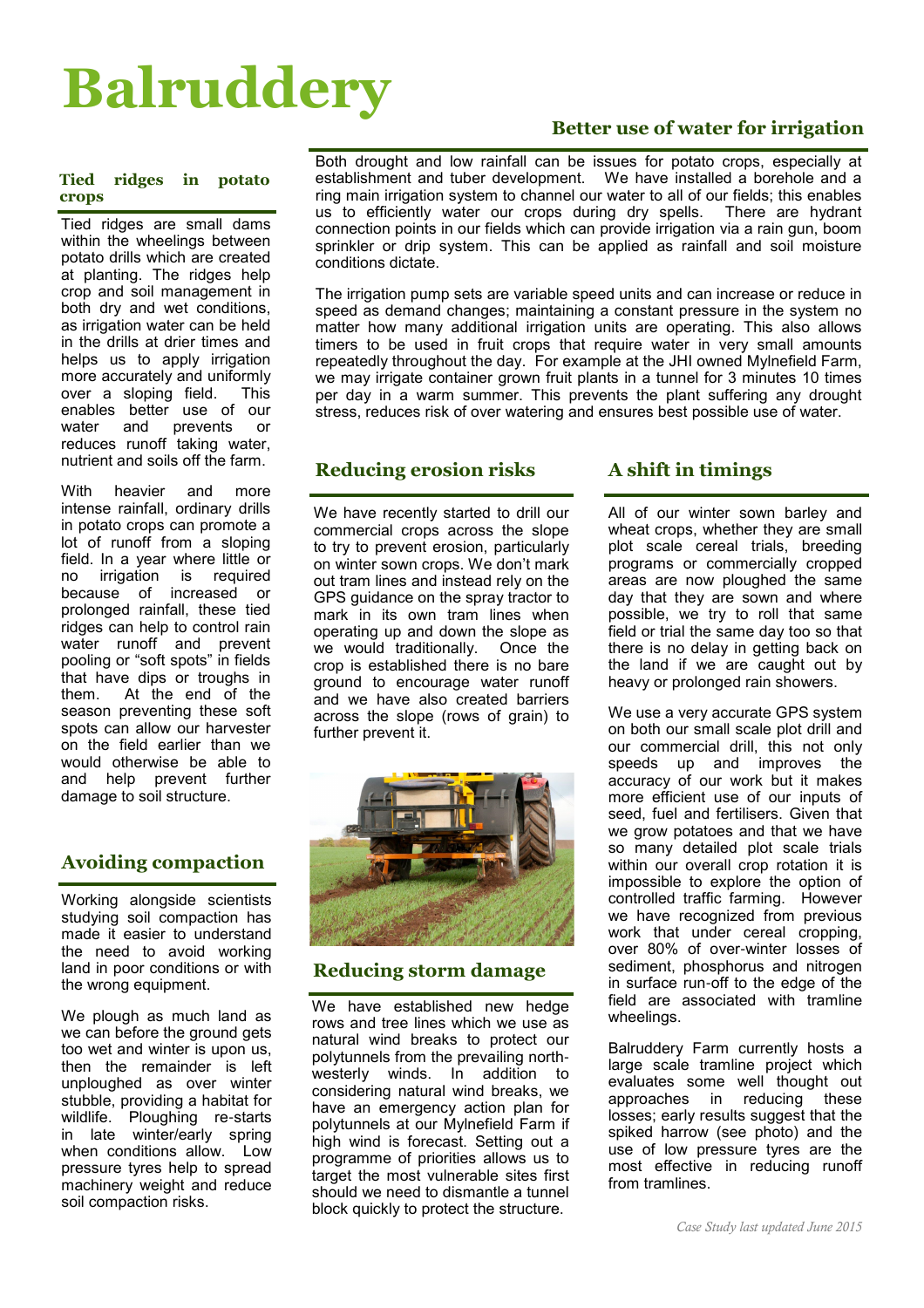# Balruddery

### Tied ridges in potato crops

Tied ridges are small dams within the wheelings between potato drills which are created at planting. The ridges help crop and soil management in both dry and wet conditions, as irrigation water can be held in the drills at drier times and helps us to apply irrigation more accurately and uniformly over a sloping field. This enables better use of our water and prevents or reduces runoff taking water, nutrient and soils off the farm.

With heavier and more intense rainfall, ordinary drills in potato crops can promote a lot of runoff from a sloping field. In a year where little or no irrigation is required because of increased or prolonged rainfall, these tied ridges can help to control rain water runoff and prevent pooling or "soft spots" in fields that have dips or troughs in them. At the end of the season preventing these soft spots can allow our harvester on the field earlier than we would otherwise be able to and help prevent further damage to soil structure.

### Avoiding compaction

Working alongside scientists studying soil compaction has made it easier to understand the need to avoid working land in poor conditions or with the wrong equipment.

We plough as much land as we can before the ground gets too wet and winter is upon us, then the remainder is left unploughed as over winter stubble, providing a habitat for wildlife. Ploughing re-starts in late winter/early spring when conditions allow. Low pressure tyres help to spread machinery weight and reduce soil compaction risks.

### Better use of water for irrigation

Both drought and low rainfall can be issues for potato crops, especially at establishment and tuber development. We have installed a borehole and a ring main irrigation system to channel our water to all of our fields; this enables us to efficiently water our crops during dry spells. There are hydrant connection points in our fields which can provide irrigation via a rain gun, boom sprinkler or drip system. This can be applied as rainfall and soil moisture conditions dictate.

The irrigation pump sets are variable speed units and can increase or reduce in speed as demand changes; maintaining a constant pressure in the system no matter how many additional irrigation units are operating. This also allows timers to be used in fruit crops that require water in very small amounts repeatedly throughout the day. For example at the JHI owned Mylnefield Farm, we may irrigate container grown fruit plants in a tunnel for 3 minutes 10 times per day in a warm summer. This prevents the plant suffering any drought stress, reduces risk of over watering and ensures best possible use of water.

### Reducing erosion risks

We have recently started to drill our commercial crops across the slope to try to prevent erosion, particularly on winter sown crops. We don't mark out tram lines and instead rely on the GPS guidance on the spray tractor to mark in its own tram lines when operating up and down the slope as we would traditionally. Once the crop is established there is no bare ground to encourage water runoff and we have also created barriers across the slope (rows of grain) to further prevent it.

### Reducing storm damage

We have established new hedge rows and tree lines which we use as natural wind breaks to protect our polytunnels from the prevailing north-westerly winds. In addition to considering natural wind breaks, we have an emergency action plan for polytunnels at our Mylnefield Farm if high wind is forecast. Setting out a programme of priorities allows us to target the most vulnerable sites first should we need to dismantle a tunnel block quickly to protect the structure.

### A shift in timings

All of our winter sown barley and wheat crops, whether they are small plot scale cereal trials, breeding programs or commercially cropped areas are now ploughed the same day that they are sown and where possible, we try to roll that same field or trial the same day too so that there is no delay in getting back on the land if we are caught out by heavy or prolonged rain showers.

We use a very accurate GPS system on both our small scale plot drill and our commercial drill, this not only speeds up and improves the accuracy of our work but it makes more efficient use of our inputs of seed, fuel and fertilisers. Given that we grow potatoes and that we have so many detailed plot scale trials within our overall crop rotation it is impossible to explore the option of controlled traffic farming. However we have recognized from previous work that under cereal cropping, over 80% of over-winter losses of sediment, phosphorus and nitrogen in surface run-off to the edge of the field are associated with tramline wheelings.

Balruddery Farm currently hosts a large scale tramline project which evaluates some well thought out approaches in reducing these losses; early results suggest that the spiked harrow (see photo) and the use of low pressure tyres are the most effective in reducing runoff from tramlines.

*Case Study last updated June 2015*